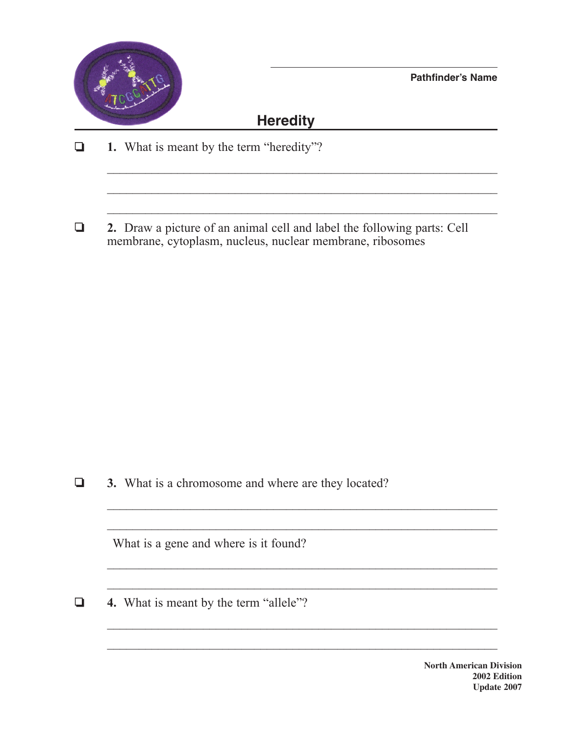Pathfinder's Name

# Heredity

❑ **1.** What is meant by the term "heredity"?

______________________________________________________________

______________________________________________________________

______________________________________________________________

❑ **2.** Draw a picture of an animal cell and label the following parts: Cell membrane, cytoplasm, nucleus, nuclear membrane, ribosomes

❑ **3.** What is a chromosome and where are they located?

______________________________________________________________

______________________________________________________________

What is a gene and where is it found?

______________________________________________________________

______________________________________________________________

❑ **4.** What is meant by the term "allele"?

______________________________________________________________

______________________________________________________________

**North American Division**
**2002 Edition**
**Update 2007**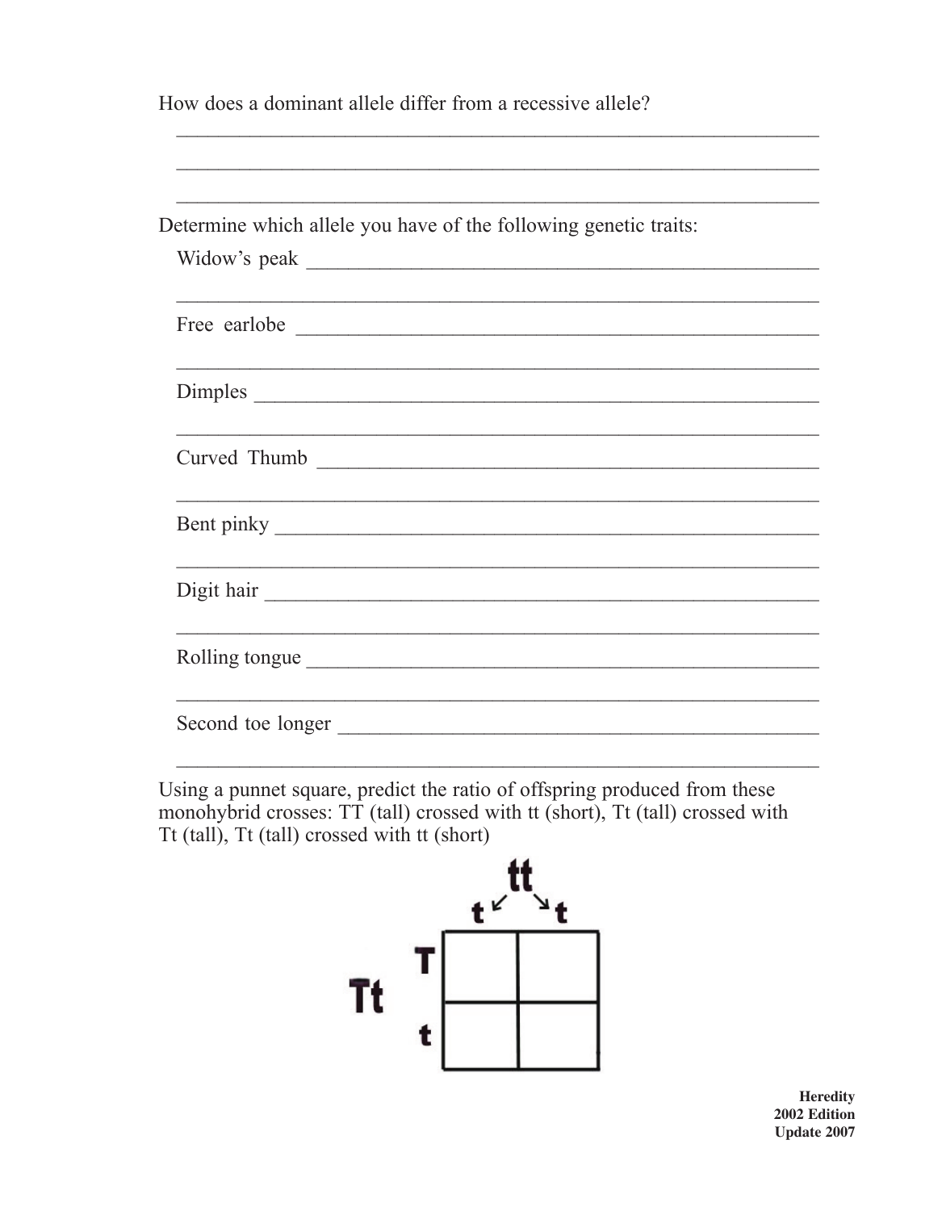How does a dominant allele differ from a recessive allele?

_______________________________________________________________

_______________________________________________________________

_______________________________________________________________

Determine which allele you have of the following genetic traits:

Widow's peak _______________________________________________

_______________________________________________________________

Free earlobe _______________________________________________

_______________________________________________________________

Dimples ___________________________________________________

_______________________________________________________________

Curved Thumb ______________________________________________

_______________________________________________________________

Bent pinky _________________________________________________

_______________________________________________________________

Digit hair _________________________________________________

_______________________________________________________________

Rolling tongue ______________________________________________

_______________________________________________________________

Second toe longer ___________________________________________

_______________________________________________________________

Using a punnet square, predict the ratio of offspring produced from these monohybrid crosses: TT (tall) crossed with tt (short), Tt (tall) crossed with Tt (tall), Tt (tall) crossed with tt (short)

tt

| Tt | t | t |
|---|---|---|
| T | | |
| t | | |

**Heredity**
**2002 Edition**
**Update 2007**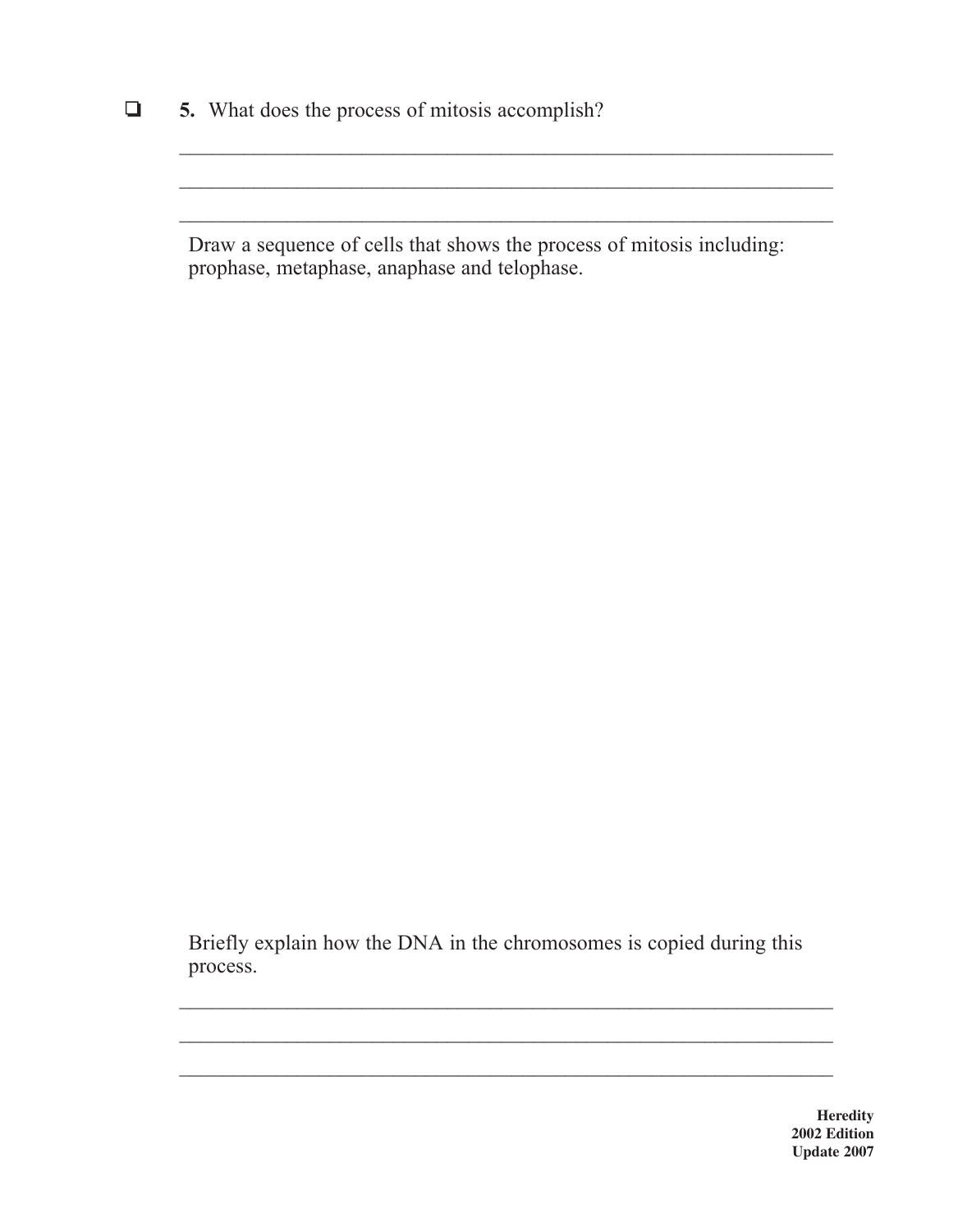❑ **5.** What does the process of mitosis accomplish?

\_\_\_\_\_\_\_\_\_\_\_\_\_\_\_\_\_\_\_\_\_\_\_\_\_\_\_\_\_\_\_\_\_\_\_\_\_\_\_\_\_\_\_\_\_\_\_\_\_\_\_\_\_\_\_\_\_\_\_\_

\_\_\_\_\_\_\_\_\_\_\_\_\_\_\_\_\_\_\_\_\_\_\_\_\_\_\_\_\_\_\_\_\_\_\_\_\_\_\_\_\_\_\_\_\_\_\_\_\_\_\_\_\_\_\_\_\_\_\_\_

\_\_\_\_\_\_\_\_\_\_\_\_\_\_\_\_\_\_\_\_\_\_\_\_\_\_\_\_\_\_\_\_\_\_\_\_\_\_\_\_\_\_\_\_\_\_\_\_\_\_\_\_\_\_\_\_\_\_\_\_

Draw a sequence of cells that shows the process of mitosis including: prophase, metaphase, anaphase and telophase.

Briefly explain how the DNA in the chromosomes is copied during this process.

\_\_\_\_\_\_\_\_\_\_\_\_\_\_\_\_\_\_\_\_\_\_\_\_\_\_\_\_\_\_\_\_\_\_\_\_\_\_\_\_\_\_\_\_\_\_\_\_\_\_\_\_\_\_\_\_\_\_\_\_

\_\_\_\_\_\_\_\_\_\_\_\_\_\_\_\_\_\_\_\_\_\_\_\_\_\_\_\_\_\_\_\_\_\_\_\_\_\_\_\_\_\_\_\_\_\_\_\_\_\_\_\_\_\_\_\_\_\_\_\_

\_\_\_\_\_\_\_\_\_\_\_\_\_\_\_\_\_\_\_\_\_\_\_\_\_\_\_\_\_\_\_\_\_\_\_\_\_\_\_\_\_\_\_\_\_\_\_\_\_\_\_\_\_\_\_\_\_\_\_\_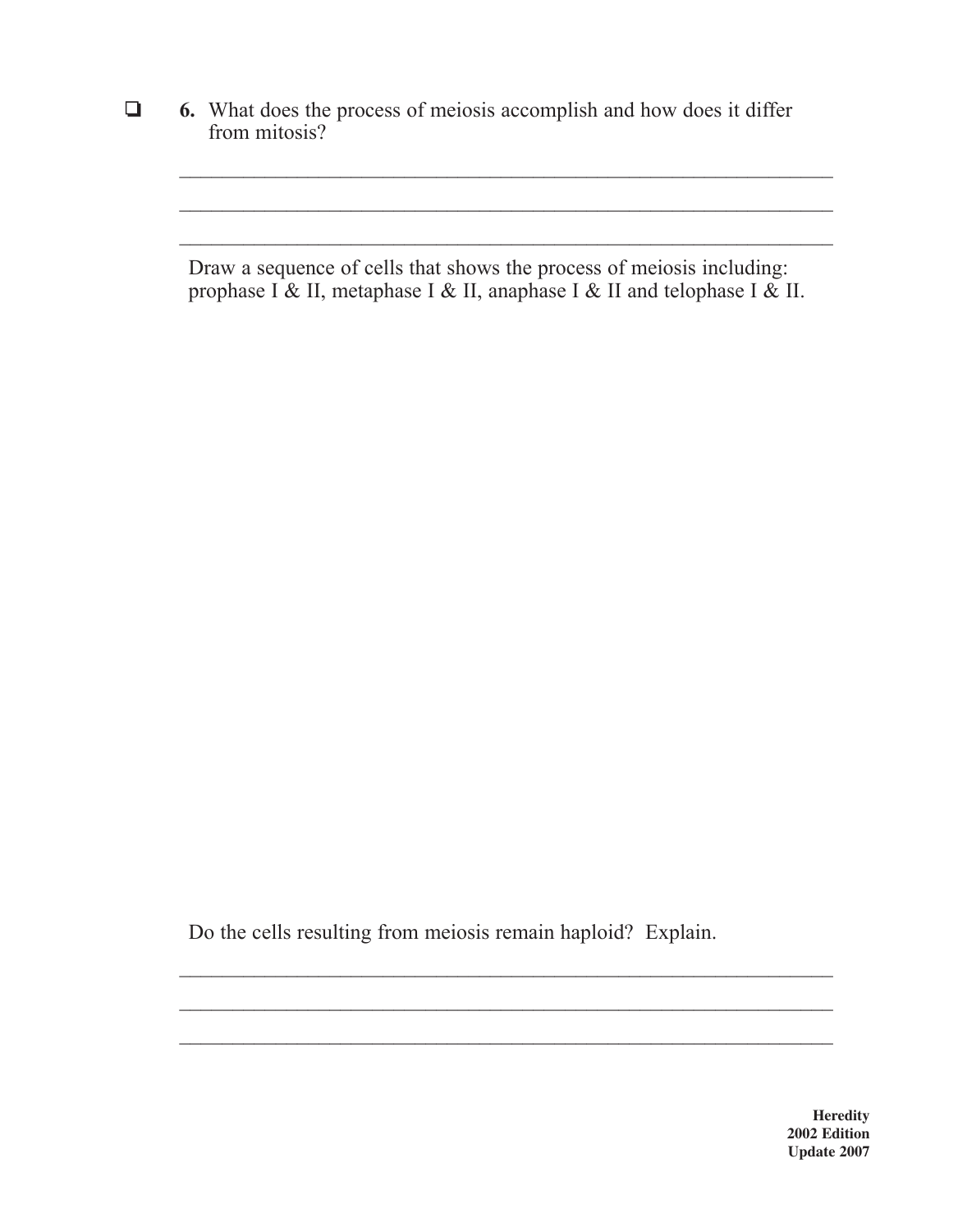☐ **6.** What does the process of meiosis accomplish and how does it differ from mitosis?

_______________________________________________________________

_______________________________________________________________

_______________________________________________________________

Draw a sequence of cells that shows the process of meiosis including: prophase I & II, metaphase I & II, anaphase I & II and telophase I & II.

Do the cells resulting from meiosis remain haploid? Explain.

_______________________________________________________________

_______________________________________________________________

_______________________________________________________________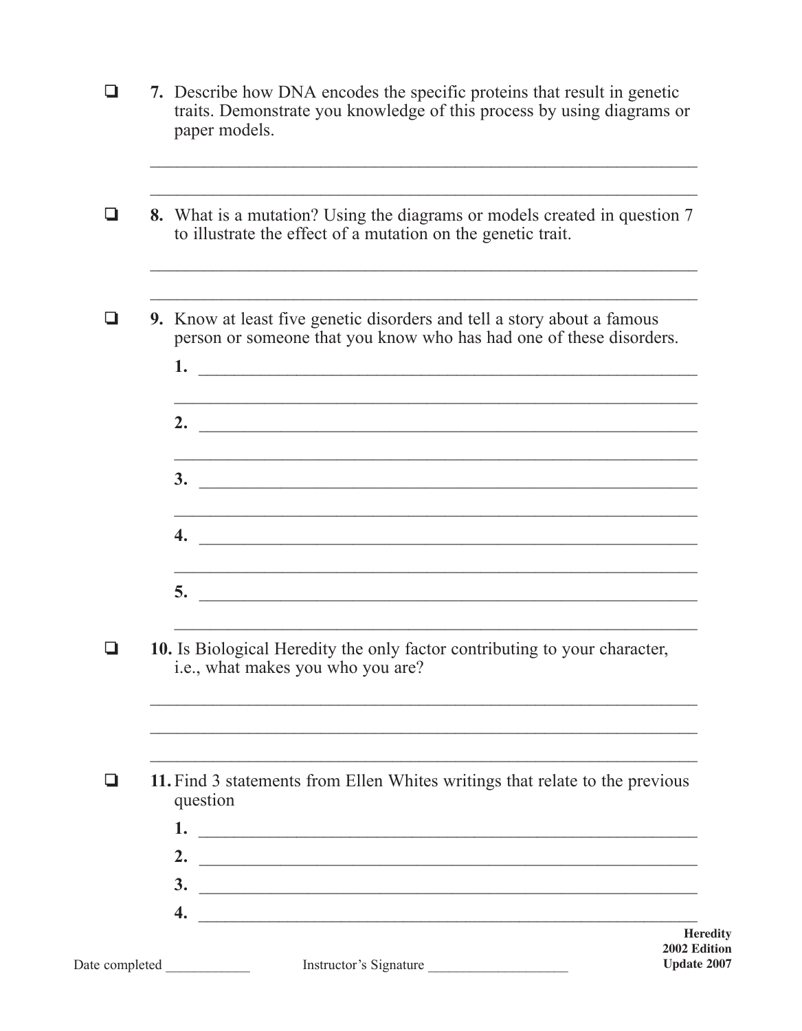- ☐ **7.** Describe how DNA encodes the specific proteins that result in genetic traits. Demonstrate you knowledge of this process by using diagrams or paper models.

  ______________________________________________________________

  ______________________________________________________________

- ☐ **8.** What is a mutation? Using the diagrams or models created in question 7 to illustrate the effect of a mutation on the genetic trait.

  ______________________________________________________________

  ______________________________________________________________

- ☐ **9.** Know at least five genetic disorders and tell a story about a famous person or someone that you know who has had one of these disorders.

  **1.** ______________________________________________________

  ______________________________________________________________

  **2.** ______________________________________________________

  ______________________________________________________________

  **3.** ______________________________________________________

  ______________________________________________________________

  **4.** ______________________________________________________

  ______________________________________________________________

  **5.** ______________________________________________________

  ______________________________________________________________

- ☐ **10.** Is Biological Heredity the only factor contributing to your character, i.e., what makes you who you are?

  ______________________________________________________________

  ______________________________________________________________

  ______________________________________________________________

- ☐ **11.** Find 3 statements from Ellen Whites writings that relate to the previous question

  **1.** ______________________________________________________

  **2.** ______________________________________________________

  **3.** ______________________________________________________

  **4.** ______________________________________________________

Date completed ____________ Instructor's Signature ____________________

**Heredity**
**2002 Edition**
**Update 2007**